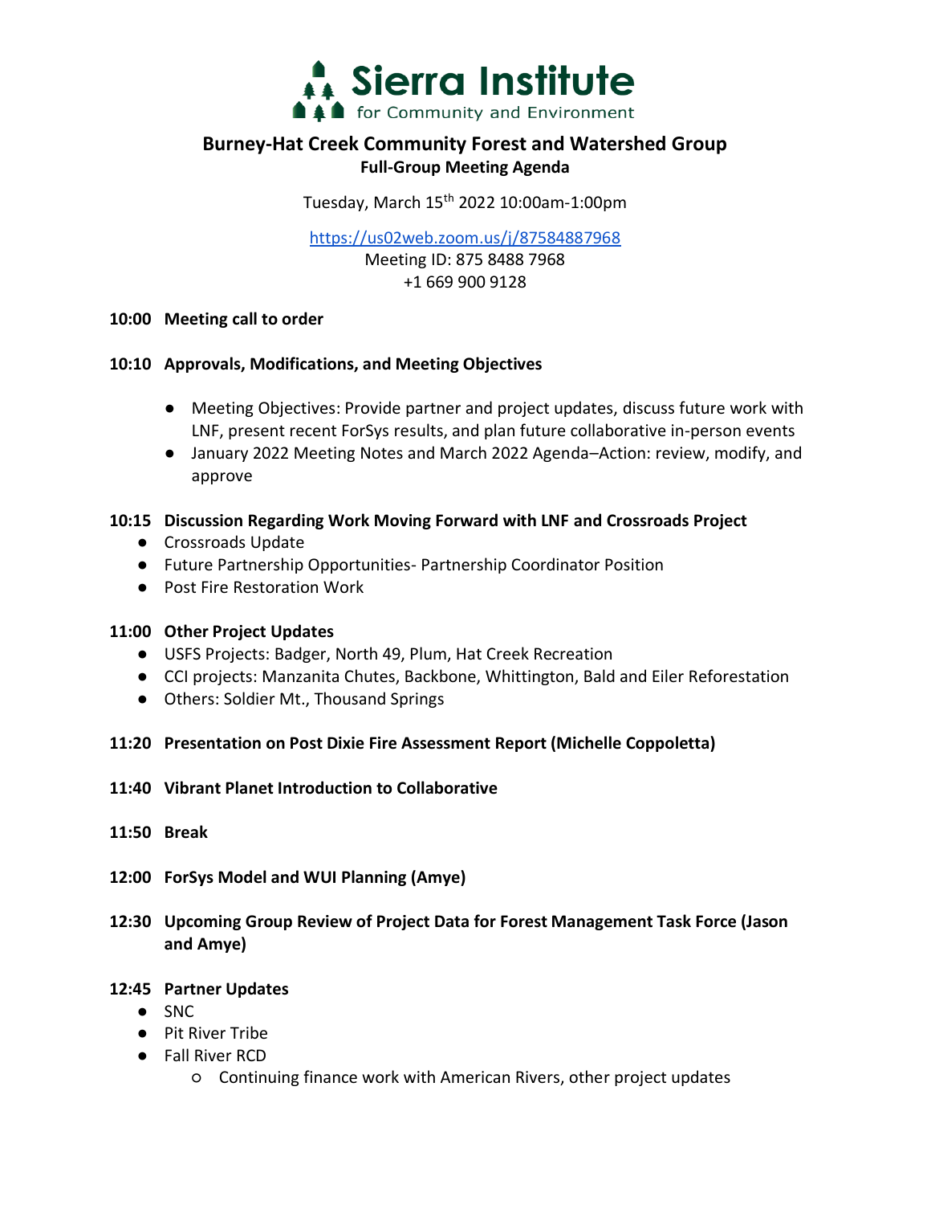Sierra Institute for Community and Environment

# Burney-Hat Creek Community Forest and Watershed Group

## Full-Group Meeting Agenda

Tuesday, March 15th 2022 10:00am-1:00pm

https://us02web.zoom.us/j/87584887968
Meeting ID: 875 8488 7968
+1 669 900 9128

**10:00 Meeting call to order**

**10:10 Approvals, Modifications, and Meeting Objectives**

- Meeting Objectives: Provide partner and project updates, discuss future work with LNF, present recent ForSys results, and plan future collaborative in-person events
- January 2022 Meeting Notes and March 2022 Agenda–Action: review, modify, and approve

**10:15 Discussion Regarding Work Moving Forward with LNF and Crossroads Project**

- Crossroads Update
- Future Partnership Opportunities- Partnership Coordinator Position
- Post Fire Restoration Work

**11:00 Other Project Updates**

- USFS Projects: Badger, North 49, Plum, Hat Creek Recreation
- CCI projects: Manzanita Chutes, Backbone, Whittington, Bald and Eiler Reforestation
- Others: Soldier Mt., Thousand Springs

**11:20 Presentation on Post Dixie Fire Assessment Report (Michelle Coppoletta)**

**11:40 Vibrant Planet Introduction to Collaborative**

**11:50 Break**

**12:00 ForSys Model and WUI Planning (Amye)**

**12:30 Upcoming Group Review of Project Data for Forest Management Task Force (Jason and Amye)**

**12:45 Partner Updates**

- SNC
- Pit River Tribe
- Fall River RCD
  - Continuing finance work with American Rivers, other project updates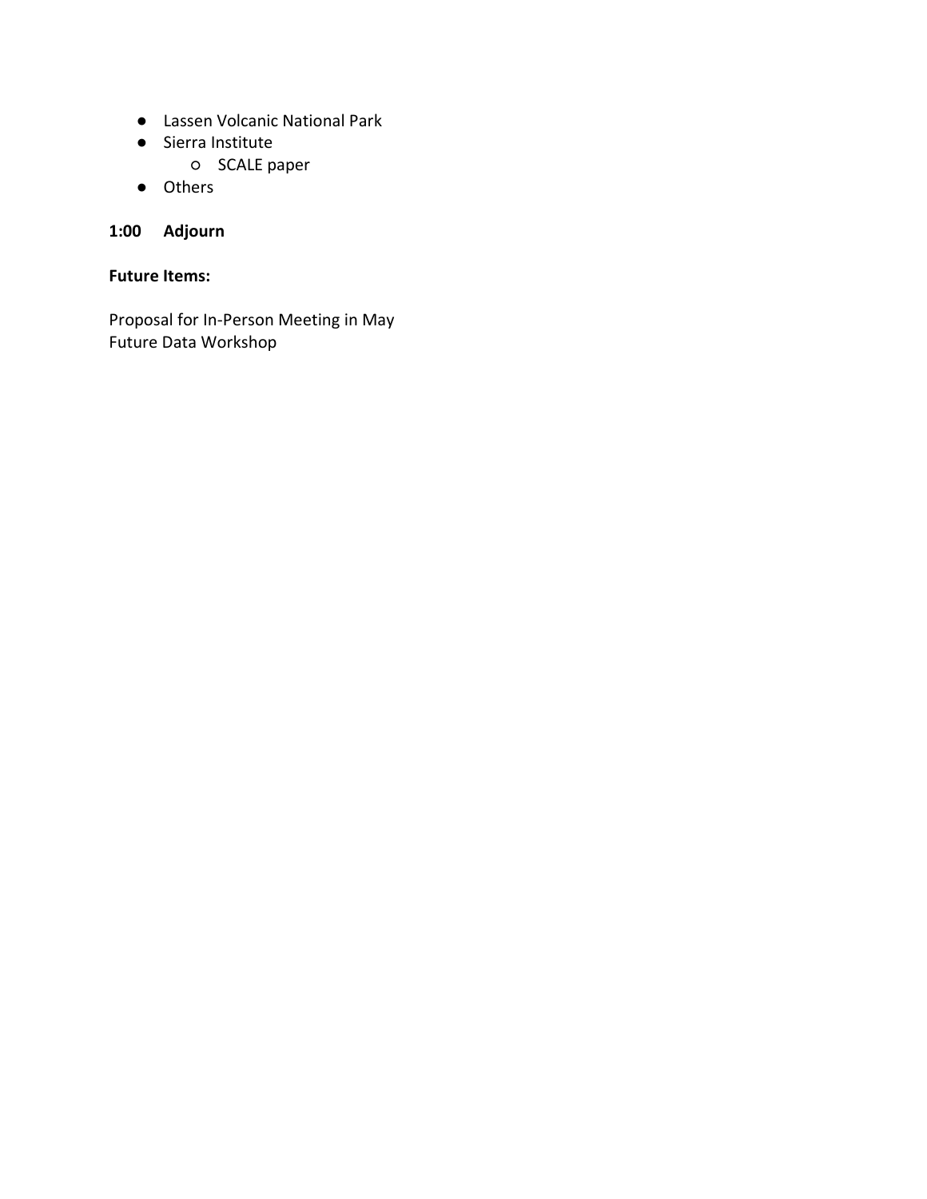- Lassen Volcanic National Park
- Sierra Institute
    - SCALE paper
- Others

**1:00 Adjourn**

**Future Items:**

Proposal for In-Person Meeting in May
Future Data Workshop